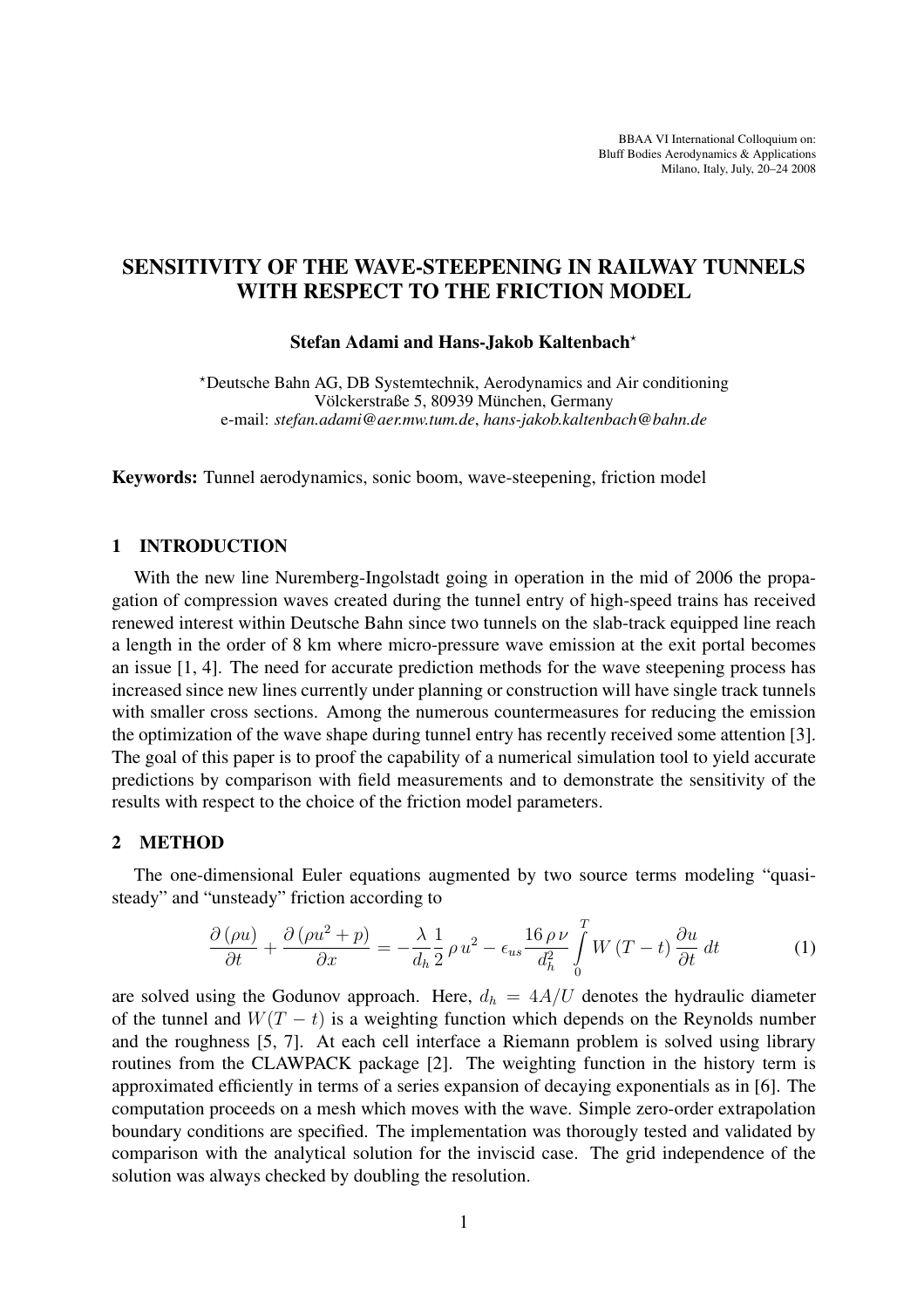# SENSITIVITY OF THE WAVE-STEEPENING IN RAILWAY TUNNELS WITH RESPECT TO THE FRICTION MODEL

**Stefan Adami and Hans-Jakob Kaltenbach***

*Deutsche Bahn AG, DB Systemtechnik, Aerodynamics and Air conditioning
Völckerstraße 5, 80939 München, Germany
e-mail: *stefan.adami@aer.mw.tum.de*, *hans-jakob.kaltenbach@bahn.de*

**Keywords:** Tunnel aerodynamics, sonic boom, wave-steepening, friction model

## 1 INTRODUCTION

With the new line Nuremberg-Ingolstadt going in operation in the mid of 2006 the propagation of compression waves created during the tunnel entry of high-speed trains has received renewed interest within Deutsche Bahn since two tunnels on the slab-track equipped line reach a length in the order of 8 km where micro-pressure wave emission at the exit portal becomes an issue [1, 4]. The need for accurate prediction methods for the wave steepening process has increased since new lines currently under planning or construction will have single track tunnels with smaller cross sections. Among the numerous countermeasures for reducing the emission the optimization of the wave shape during tunnel entry has recently received some attention [3]. The goal of this paper is to proof the capability of a numerical simulation tool to yield accurate predictions by comparison with field measurements and to demonstrate the sensitivity of the results with respect to the choice of the friction model parameters.

## 2 METHOD

The one-dimensional Euler equations augmented by two source terms modeling "quasi-steady" and "unsteady" friction according to

$$\frac{\partial\left(\rho u\right)}{\partial t}+\frac{\partial\left(\rho u^{2}+p\right)}{\partial x}=-\frac{\lambda}{d_{h}}\frac{1}{2}\,\rho\,u^{2}-\epsilon_{us}\frac{16\,\rho\,\nu}{d_{h}^{2}}\int_{0}^{T}W\left(T-t\right)\frac{\partial u}{\partial t}\,dt \tag{1}$$

are solved using the Godunov approach. Here, $d_h = 4A/U$ denotes the hydraulic diameter of the tunnel and $W(T-t)$ is a weighting function which depends on the Reynolds number and the roughness [5, 7]. At each cell interface a Riemann problem is solved using library routines from the CLAWPACK package [2]. The weighting function in the history term is approximated efficiently in terms of a series expansion of decaying exponentials as in [6]. The computation proceeds on a mesh which moves with the wave. Simple zero-order extrapolation boundary conditions are specified. The implementation was thorougly tested and validated by comparison with the analytical solution for the inviscid case. The grid independence of the solution was always checked by doubling the resolution.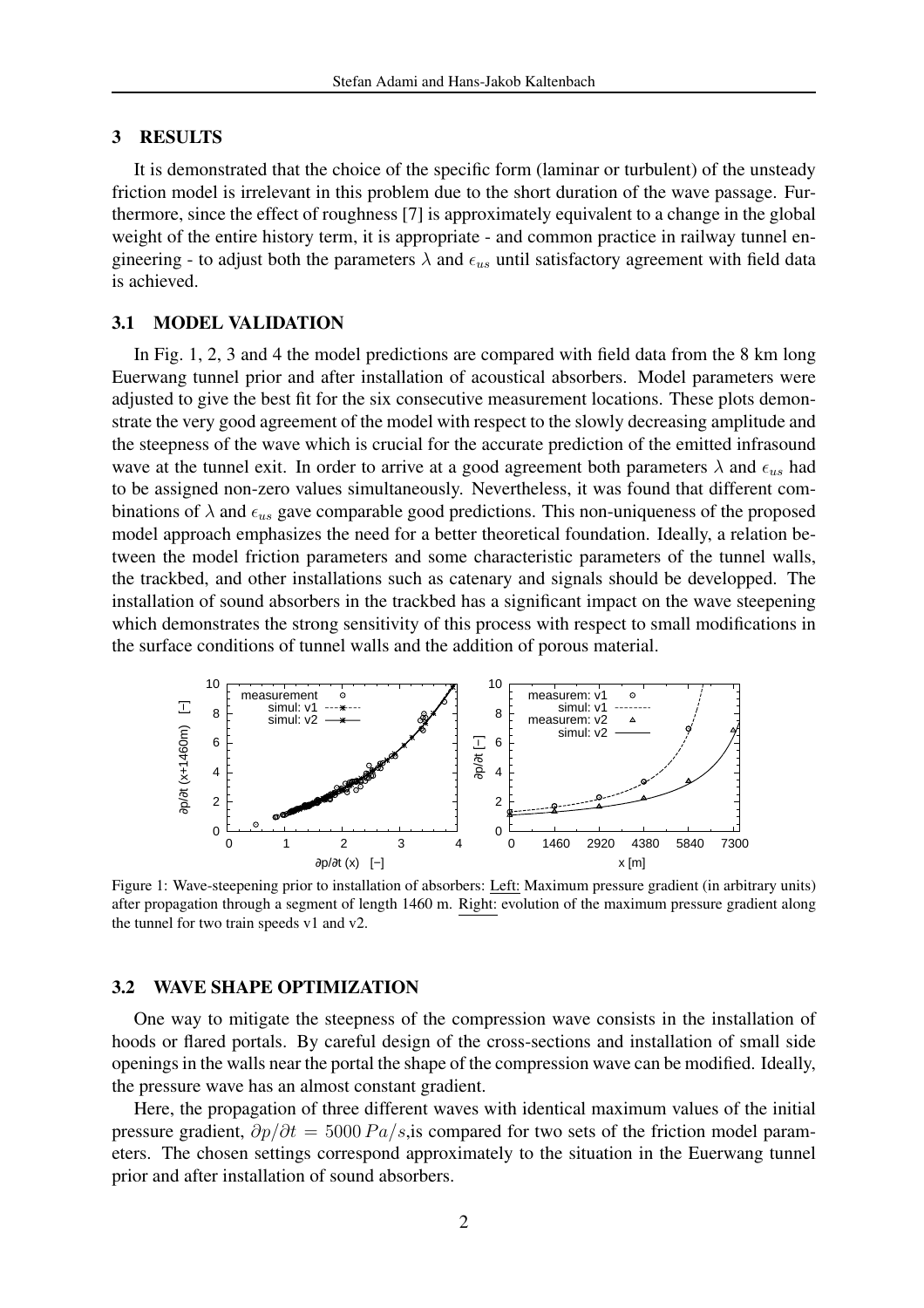## 3 RESULTS

It is demonstrated that the choice of the specific form (laminar or turbulent) of the unsteady friction model is irrelevant in this problem due to the short duration of the wave passage. Furthermore, since the effect of roughness [7] is approximately equivalent to a change in the global weight of the entire history term, it is appropriate - and common practice in railway tunnel engineering - to adjust both the parameters $\lambda$ and $\epsilon_{us}$ until satisfactory agreement with field data is achieved.

### 3.1 MODEL VALIDATION

In Fig. 1, 2, 3 and 4 the model predictions are compared with field data from the 8 km long Euerwang tunnel prior and after installation of acoustical absorbers. Model parameters were adjusted to give the best fit for the six consecutive measurement locations. These plots demonstrate the very good agreement of the model with respect to the slowly decreasing amplitude and the steepness of the wave which is crucial for the accurate prediction of the emitted infrasound wave at the tunnel exit. In order to arrive at a good agreement both parameters $\lambda$ and $\epsilon_{us}$ had to be assigned non-zero values simultaneously. Nevertheless, it was found that different combinations of $\lambda$ and $\epsilon_{us}$ gave comparable good predictions. This non-uniqueness of the proposed model approach emphasizes the need for a better theoretical foundation. Ideally, a relation between the model friction parameters and some characteristic parameters of the tunnel walls, the trackbed, and other installations such as catenary and signals should be developped. The installation of sound absorbers in the trackbed has a significant impact on the wave steepening which demonstrates the strong sensitivity of this process with respect to small modifications in the surface conditions of tunnel walls and the addition of porous material.

Figure 1: Wave-steepening prior to installation of absorbers: Left: Maximum pressure gradient (in arbitrary units) after propagation through a segment of length 1460 m. Right: evolution of the maximum pressure gradient along the tunnel for two train speeds v1 and v2.

### 3.2 WAVE SHAPE OPTIMIZATION

One way to mitigate the steepness of the compression wave consists in the installation of hoods or flared portals. By careful design of the cross-sections and installation of small side openings in the walls near the portal the shape of the compression wave can be modified. Ideally, the pressure wave has an almost constant gradient.

Here, the propagation of three different waves with identical maximum values of the initial pressure gradient, $\partial p/\partial t = 5000\,Pa/s$,is compared for two sets of the friction model parameters. The chosen settings correspond approximately to the situation in the Euerwang tunnel prior and after installation of sound absorbers.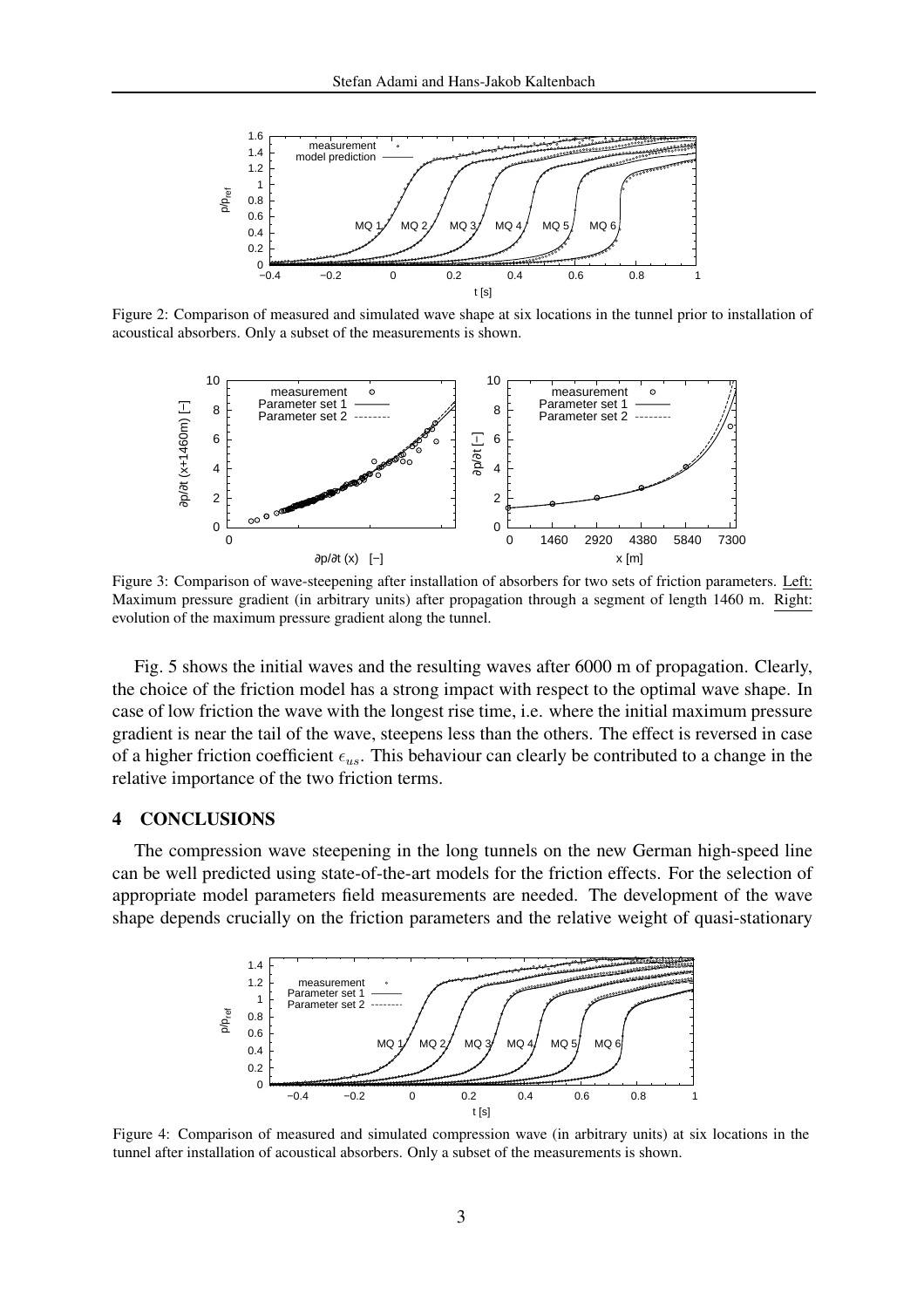Figure 2: Comparison of measured and simulated wave shape at six locations in the tunnel prior to installation of acoustical absorbers. Only a subset of the measurements is shown.

Figure 3: Comparison of wave-steepening after installation of absorbers for two sets of friction parameters. Left: Maximum pressure gradient (in arbitrary units) after propagation through a segment of length 1460 m. Right: evolution of the maximum pressure gradient along the tunnel.

Fig. 5 shows the initial waves and the resulting waves after 6000 m of propagation. Clearly, the choice of the friction model has a strong impact with respect to the optimal wave shape. In case of low friction the wave with the longest rise time, i.e. where the initial maximum pressure gradient is near the tail of the wave, steepens less than the others. The effect is reversed in case of a higher friction coefficient $\epsilon_{us}$. This behaviour can clearly be contributed to a change in the relative importance of the two friction terms.

## 4 CONCLUSIONS

The compression wave steepening in the long tunnels on the new German high-speed line can be well predicted using state-of-the-art models for the friction effects. For the selection of appropriate model parameters field measurements are needed. The development of the wave shape depends crucially on the friction parameters and the relative weight of quasi-stationary

Figure 4: Comparison of measured and simulated compression wave (in arbitrary units) at six locations in the tunnel after installation of acoustical absorbers. Only a subset of the measurements is shown.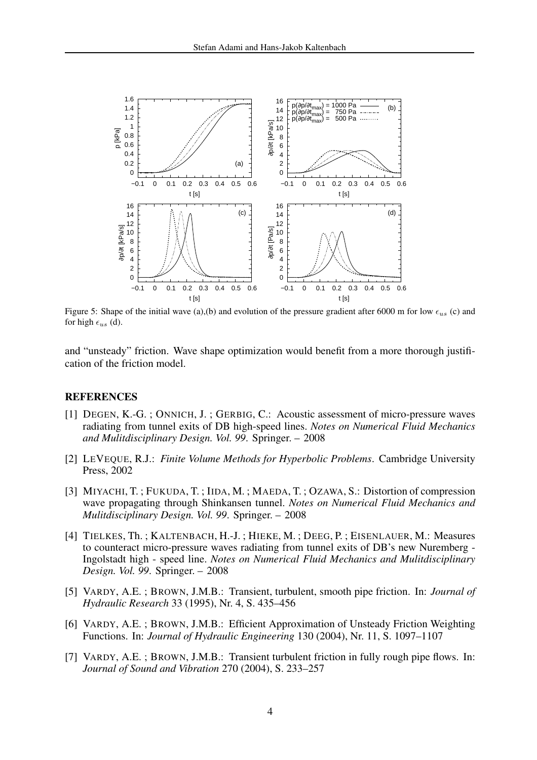(a)

p [kPa]

1.6
1.4
1.2
1
0.8
0.6
0.4
0.2
0

−0.1 0 0.1 0.2 0.3 0.4 0.5 0.6

t [s]

(b)

∂p/∂t [kPa/s]

p(∂p/∂t$_{max}$) = 1000 Pa
p(∂p/∂t$_{max}$) = 750 Pa
p(∂p/∂t$_{max}$) = 500 Pa

16
14
12
10
8
6
4
2
0

−0.1 0 0.1 0.2 0.3 0.4 0.5 0.6

t [s]

(c)

∂p/∂t [kPa/s]

16
14
12
10
8
6
4
2
0

−0.1 0 0.1 0.2 0.3 0.4 0.5 0.6

t [s]

(d)

∂p/∂t [Pa/s]

16
14
12
10
8
6
4
2
0

−0.1 0 0.1 0.2 0.3 0.4 0.5 0.6

t [s]

Figure 5: Shape of the initial wave (a),(b) and evolution of the pressure gradient after 6000 m for low $\epsilon_{us}$ (c) and for high $\epsilon_{us}$ (d).

and "unsteady" friction. Wave shape optimization would benefit from a more thorough justification of the friction model.

## REFERENCES

[1] DEGEN, K.-G. ; ONNICH, J. ; GERBIG, C.: Acoustic assessment of micro-pressure waves radiating from tunnel exits of DB high-speed lines. *Notes on Numerical Fluid Mechanics and Mulitdisciplinary Design. Vol. 99*. Springer. – 2008

[2] LEVEQUE, R.J.: *Finite Volume Methods for Hyperbolic Problems*. Cambridge University Press, 2002

[3] MIYACHI, T. ; FUKUDA, T. ; IIDA, M. ; MAEDA, T. ; OZAWA, S.: Distortion of compression wave propagating through Shinkansen tunnel. *Notes on Numerical Fluid Mechanics and Mulitdisciplinary Design. Vol. 99*. Springer. – 2008

[4] TIELKES, Th. ; KALTENBACH, H.-J. ; HIEKE, M. ; DEEG, P. ; EISENLAUER, M.: Measures to counteract micro-pressure waves radiating from tunnel exits of DB's new Nuremberg - Ingolstadt high - speed line. *Notes on Numerical Fluid Mechanics and Mulitdisciplinary Design. Vol. 99*. Springer. – 2008

[5] VARDY, A.E. ; BROWN, J.M.B.: Transient, turbulent, smooth pipe friction. In: *Journal of Hydraulic Research* 33 (1995), Nr. 4, S. 435–456

[6] VARDY, A.E. ; BROWN, J.M.B.: Efficient Approximation of Unsteady Friction Weighting Functions. In: *Journal of Hydraulic Engineering* 130 (2004), Nr. 11, S. 1097–1107

[7] VARDY, A.E. ; BROWN, J.M.B.: Transient turbulent friction in fully rough pipe flows. In: *Journal of Sound and Vibration* 270 (2004), S. 233–257